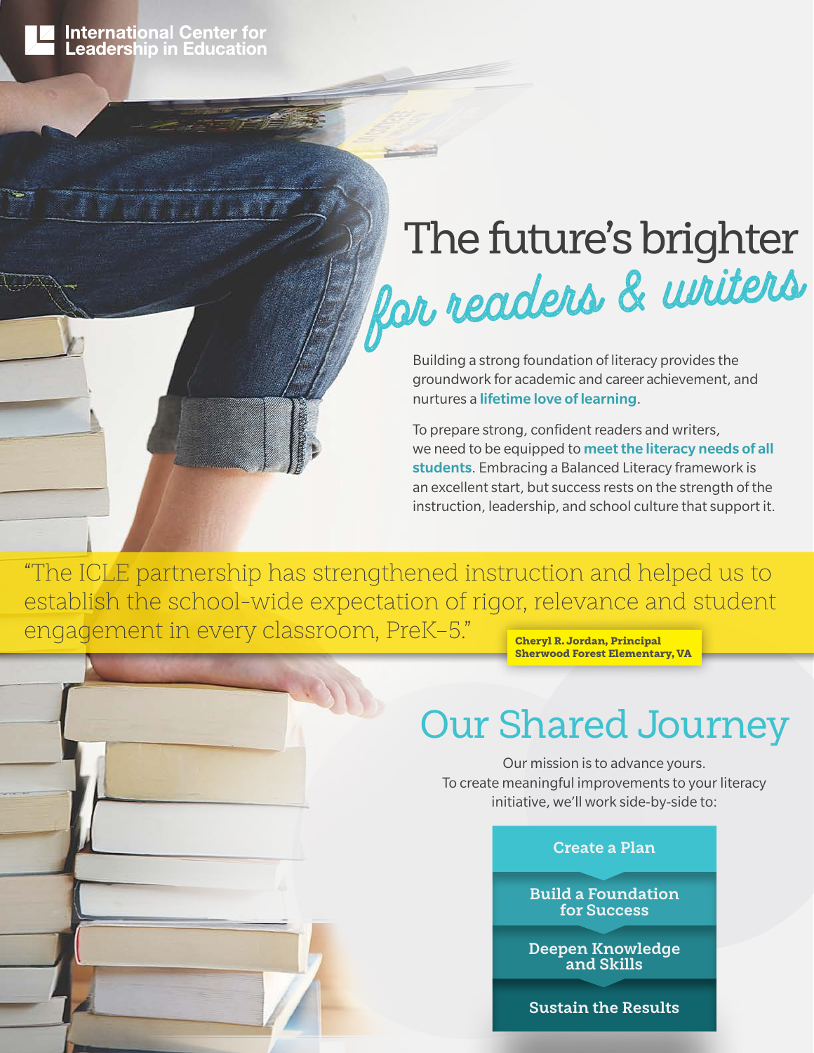International Center for Leadership in Education

# The future's brighter *for readers & writers*

Building a strong foundation of literacy provides the groundwork for academic and career achievement, and nurtures a **lifetime love of learning**.

To prepare strong, confident readers and writers, we need to be equipped to **meet the literacy needs of all students**. Embracing a Balanced Literacy framework is an excellent start, but success rests on the strength of the instruction, leadership, and school culture that support it.

> "The ICLE partnership has strengthened instruction and helped us to establish the school-wide expectation of rigor, relevance and student engagement in every classroom, PreK–5."
>
> **Cheryl R. Jordan, Principal**
> **Sherwood Forest Elementary, VA**

## Our Shared Journey

Our mission is to advance yours.
To create meaningful improvements to your literacy initiative, we'll work side-by-side to:

1. **Create a Plan**
2. **Build a Foundation for Success**
3. **Deepen Knowledge and Skills**
4. **Sustain the Results**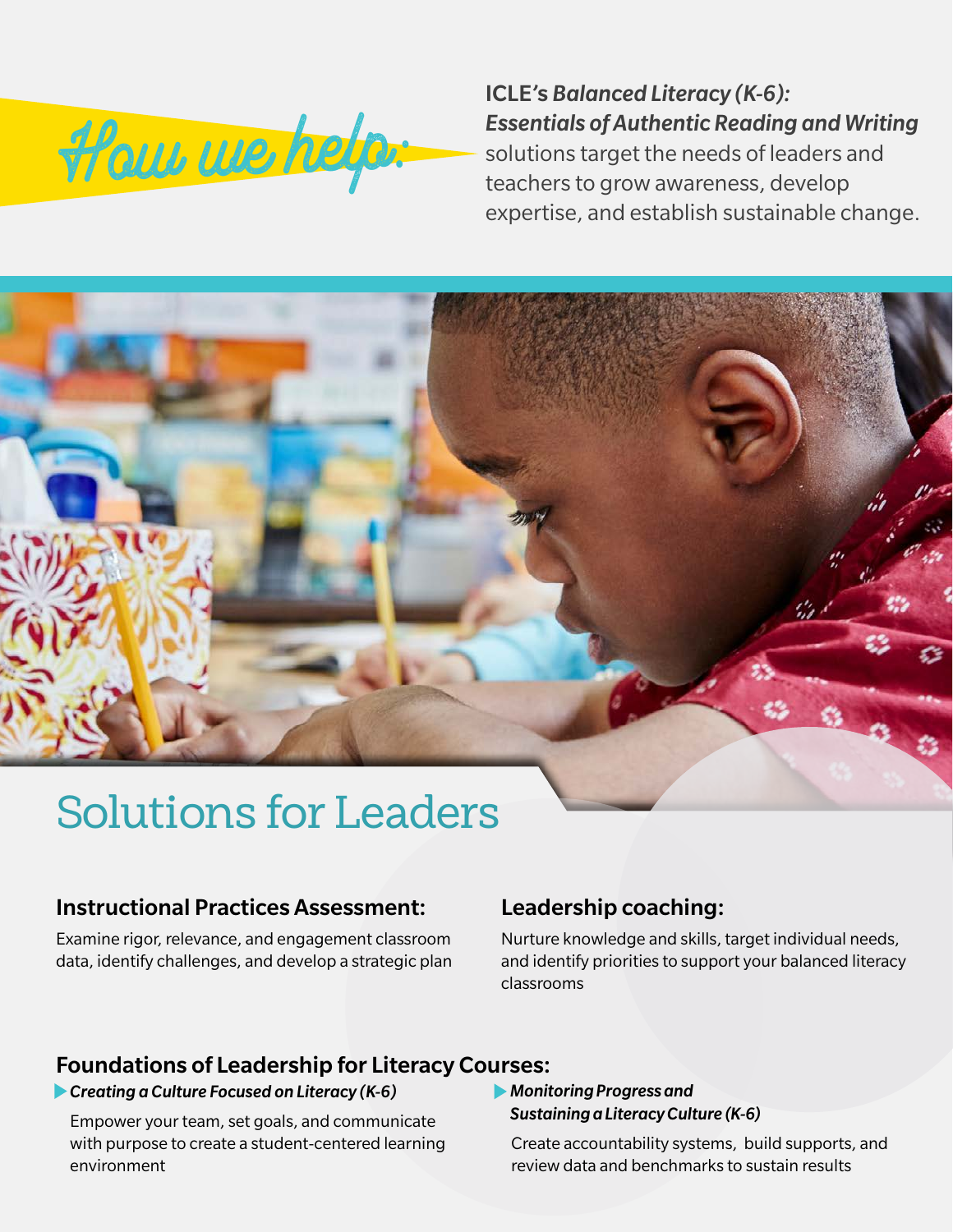# How we help:

**ICLE's *Balanced Literacy (K-6): Essentials of Authentic Reading and Writing*** solutions target the needs of leaders and teachers to grow awareness, develop expertise, and establish sustainable change.

## Solutions for Leaders

### Instructional Practices Assessment:

Examine rigor, relevance, and engagement classroom data, identify challenges, and develop a strategic plan

### Leadership coaching:

Nurture knowledge and skills, target individual needs, and identify priorities to support your balanced literacy classrooms

### Foundations of Leadership for Literacy Courses:

- ***Creating a Culture Focused on Literacy (K-6)***

  Empower your team, set goals, and communicate with purpose to create a student-centered learning environment

- ***Monitoring Progress and Sustaining a Literacy Culture (K-6)***

  Create accountability systems, build supports, and review data and benchmarks to sustain results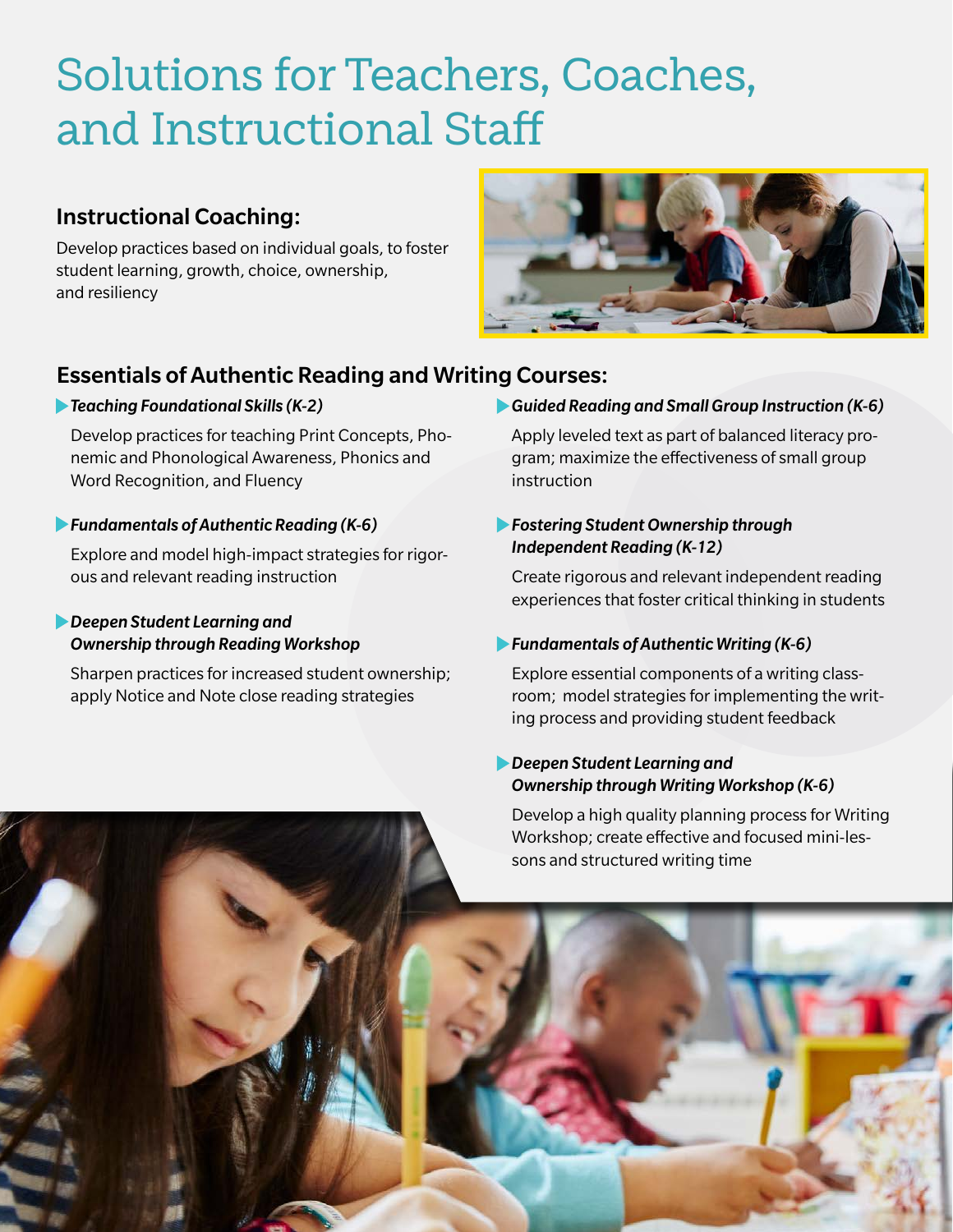# Solutions for Teachers, Coaches, and Instructional Staff

## Instructional Coaching:

Develop practices based on individual goals, to foster student learning, growth, choice, ownership, and resiliency

## Essentials of Authentic Reading and Writing Courses:

- ***Teaching Foundational Skills (K-2)***

  Develop practices for teaching Print Concepts, Phonemic and Phonological Awareness, Phonics and Word Recognition, and Fluency

- ***Fundamentals of Authentic Reading (K-6)***

  Explore and model high-impact strategies for rigorous and relevant reading instruction

- ***Deepen Student Learning and Ownership through Reading Workshop***

  Sharpen practices for increased student ownership; apply Notice and Note close reading strategies

- ***Guided Reading and Small Group Instruction (K-6)***

  Apply leveled text as part of balanced literacy program; maximize the effectiveness of small group instruction

- ***Fostering Student Ownership through Independent Reading (K-12)***

  Create rigorous and relevant independent reading experiences that foster critical thinking in students

- ***Fundamentals of Authentic Writing (K-6)***

  Explore essential components of a writing classroom; model strategies for implementing the writing process and providing student feedback

- ***Deepen Student Learning and Ownership through Writing Workshop (K-6)***

  Develop a high quality planning process for Writing Workshop; create effective and focused mini-lessons and structured writing time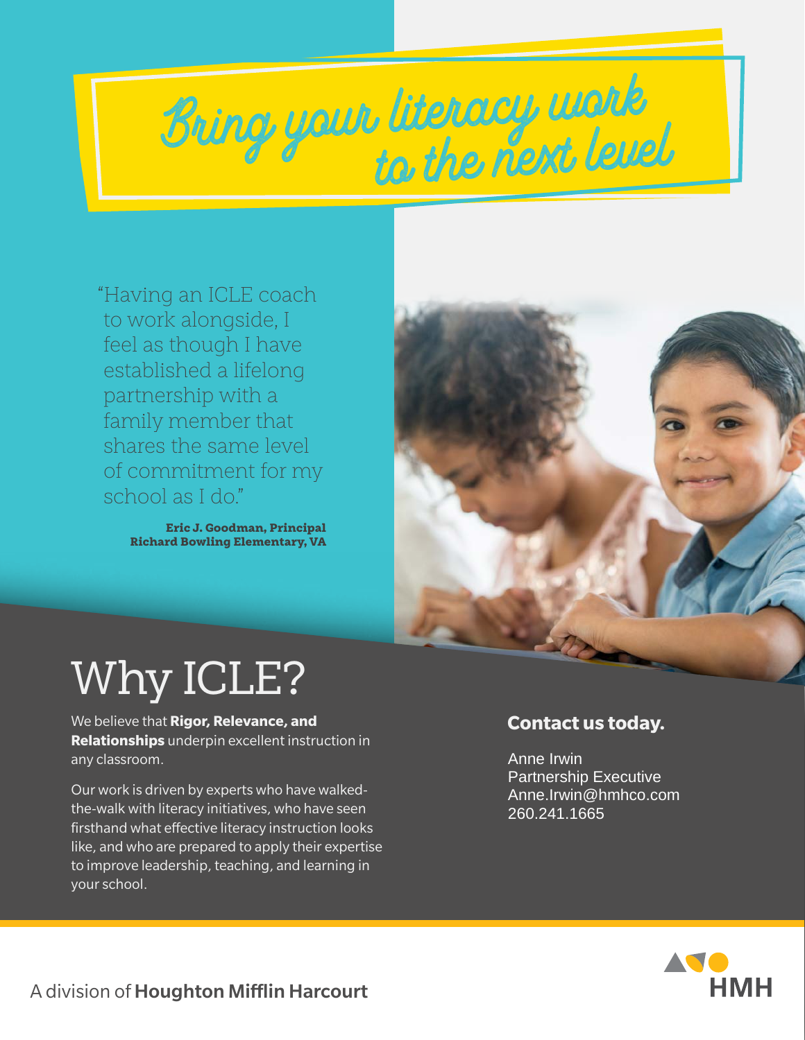# Bring your literacy work to the next level

"Having an ICLE coach to work alongside, I feel as though I have established a lifelong partnership with a family member that shares the same level of commitment for my school as I do."

**Eric J. Goodman, Principal**
**Richard Bowling Elementary, VA**

## Why ICLE?

We believe that **Rigor, Relevance, and Relationships** underpin excellent instruction in any classroom.

Our work is driven by experts who have walked-the-walk with literacy initiatives, who have seen firsthand what effective literacy instruction looks like, and who are prepared to apply their expertise to improve leadership, teaching, and learning in your school.

### Contact us today.

Anne Irwin
Partnership Executive
Anne.Irwin@hmhco.com
260.241.1665

A division of **Houghton Mifflin Harcourt**

HMH